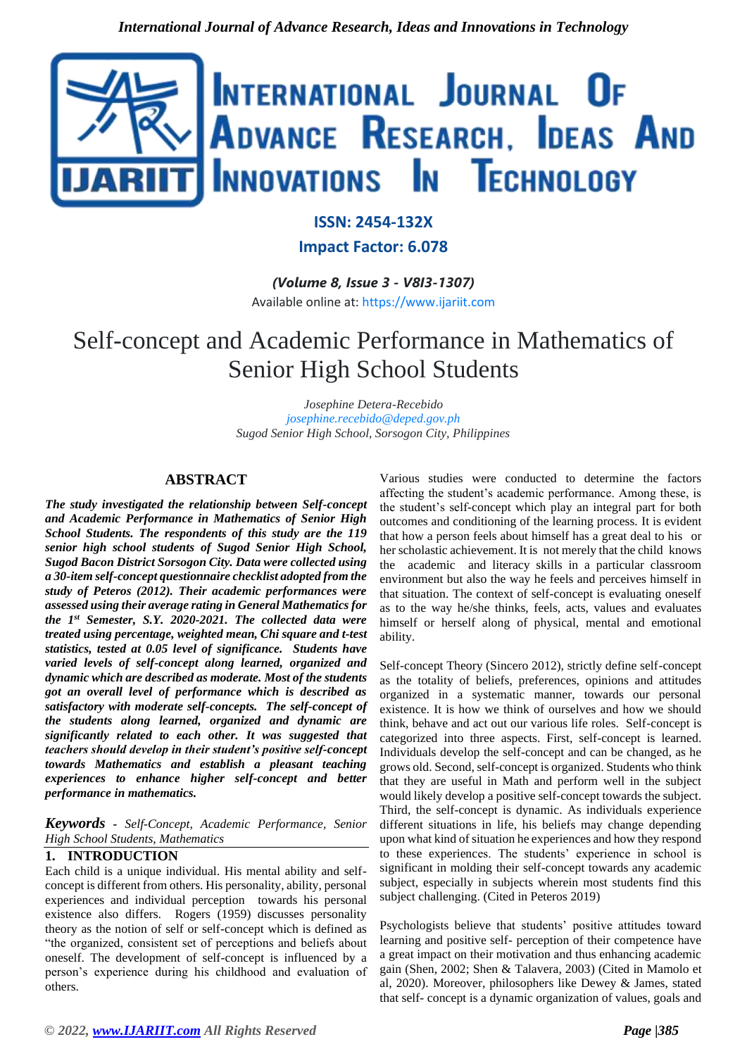# Self-concept and Academic Performance in Mathematics of Senior High School Students

*Josephine Detera-Recebido*
*josephine.recebido@deped.gov.ph*
*Sugod Senior High School, Sorsogon City, Philippines*

## ABSTRACT

***The study investigated the relationship between Self-concept and Academic Performance in Mathematics of Senior High School Students. The respondents of this study are the 119 senior high school students of Sugod Senior High School, Sugod Bacon District Sorsogon City. Data were collected using a 30-item self-concept questionnaire checklist adopted from the study of Peteros (2012). Their academic performances were assessed using their average rating in General Mathematics for the 1st Semester, S.Y. 2020-2021. The collected data were treated using percentage, weighted mean, Chi square and t-test statistics, tested at 0.05 level of significance. Students have varied levels of self-concept along learned, organized and dynamic which are described as moderate. Most of the students got an overall level of performance which is described as satisfactory with moderate self-concepts. The self-concept of the students along learned, organized and dynamic are significantly related to each other. It was suggested that teachers should develop in their student's positive self-concept towards Mathematics and establish a pleasant teaching experiences to enhance higher self-concept and better performance in mathematics.***

***Keywords*** *- Self-Concept, Academic Performance, Senior High School Students, Mathematics*

## 1. INTRODUCTION

Each child is a unique individual. His mental ability and self-concept is different from others. His personality, ability, personal experiences and individual perception towards his personal existence also differs. Rogers (1959) discusses personality theory as the notion of self or self-concept which is defined as "the organized, consistent set of perceptions and beliefs about oneself. The development of self-concept is influenced by a person's experience during his childhood and evaluation of others.

Various studies were conducted to determine the factors affecting the student's academic performance. Among these, is the student's self-concept which play an integral part for both outcomes and conditioning of the learning process. It is evident that how a person feels about himself has a great deal to his or her scholastic achievement. It is not merely that the child knows the academic and literacy skills in a particular classroom environment but also the way he feels and perceives himself in that situation. The context of self-concept is evaluating oneself as to the way he/she thinks, feels, acts, values and evaluates himself or herself along of physical, mental and emotional ability.

Self-concept Theory (Sincero 2012), strictly define self-concept as the totality of beliefs, preferences, opinions and attitudes organized in a systematic manner, towards our personal existence. It is how we think of ourselves and how we should think, behave and act out our various life roles. Self-concept is categorized into three aspects. First, self-concept is learned. Individuals develop the self-concept and can be changed, as he grows old. Second, self-concept is organized. Students who think that they are useful in Math and perform well in the subject would likely develop a positive self-concept towards the subject. Third, the self-concept is dynamic. As individuals experience different situations in life, his beliefs may change depending upon what kind of situation he experiences and how they respond to these experiences. The students' experience in school is significant in molding their self-concept towards any academic subject, especially in subjects wherein most students find this subject challenging. (Cited in Peteros 2019)

Psychologists believe that students' positive attitudes toward learning and positive self- perception of their competence have a great impact on their motivation and thus enhancing academic gain (Shen, 2002; Shen & Talavera, 2003) (Cited in Mamolo et al, 2020). Moreover, philosophers like Dewey & James, stated that self- concept is a dynamic organization of values, goals and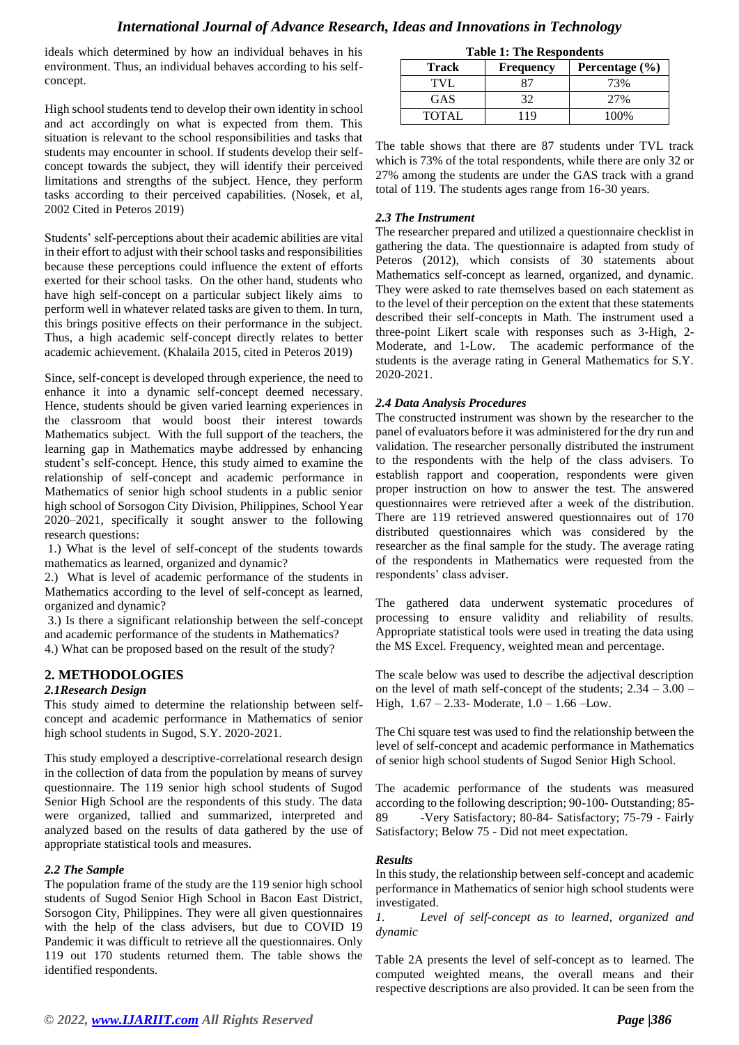ideals which determined by how an individual behaves in his environment. Thus, an individual behaves according to his self-concept.

High school students tend to develop their own identity in school and act accordingly on what is expected from them. This situation is relevant to the school responsibilities and tasks that students may encounter in school. If students develop their self-concept towards the subject, they will identify their perceived limitations and strengths of the subject. Hence, they perform tasks according to their perceived capabilities. (Nosek, et al, 2002 Cited in Peteros 2019)

Students' self-perceptions about their academic abilities are vital in their effort to adjust with their school tasks and responsibilities because these perceptions could influence the extent of efforts exerted for their school tasks. On the other hand, students who have high self-concept on a particular subject likely aims to perform well in whatever related tasks are given to them. In turn, this brings positive effects on their performance in the subject. Thus, a high academic self-concept directly relates to better academic achievement. (Khalaila 2015, cited in Peteros 2019)

Since, self-concept is developed through experience, the need to enhance it into a dynamic self-concept deemed necessary. Hence, students should be given varied learning experiences in the classroom that would boost their interest towards Mathematics subject. With the full support of the teachers, the learning gap in Mathematics maybe addressed by enhancing student's self-concept. Hence, this study aimed to examine the relationship of self-concept and academic performance in Mathematics of senior high school students in a public senior high school of Sorsogon City Division, Philippines, School Year 2020–2021, specifically it sought answer to the following research questions:

1.) What is the level of self-concept of the students towards mathematics as learned, organized and dynamic?
2.) What is level of academic performance of the students in Mathematics according to the level of self-concept as learned, organized and dynamic?
3.) Is there a significant relationship between the self-concept and academic performance of the students in Mathematics?
4.) What can be proposed based on the result of the study?

## 2. METHODOLOGIES

### *2.1Research Design*

This study aimed to determine the relationship between self-concept and academic performance in Mathematics of senior high school students in Sugod, S.Y. 2020-2021.

This study employed a descriptive-correlational research design in the collection of data from the population by means of survey questionnaire. The 119 senior high school students of Sugod Senior High School are the respondents of this study. The data were organized, tallied and summarized, interpreted and analyzed based on the results of data gathered by the use of appropriate statistical tools and measures.

### *2.2 The Sample*

The population frame of the study are the 119 senior high school students of Sugod Senior High School in Bacon East District, Sorsogon City, Philippines. They were all given questionnaires with the help of the class advisers, but due to COVID 19 Pandemic it was difficult to retrieve all the questionnaires. Only 119 out 170 students returned them. The table shows the identified respondents.

**Table 1: The Respondents**

| Track | Frequency | Percentage (%) |
|---|---|---|
| TVL | 87 | 73% |
| GAS | 32 | 27% |
| TOTAL | 119 | 100% |

The table shows that there are 87 students under TVL track which is 73% of the total respondents, while there are only 32 or 27% among the students are under the GAS track with a grand total of 119. The students ages range from 16-30 years.

### *2.3 The Instrument*

The researcher prepared and utilized a questionnaire checklist in gathering the data. The questionnaire is adapted from study of Peteros (2012), which consists of 30 statements about Mathematics self-concept as learned, organized, and dynamic. They were asked to rate themselves based on each statement as to the level of their perception on the extent that these statements described their self-concepts in Math. The instrument used a three-point Likert scale with responses such as 3-High, 2-Moderate, and 1-Low. The academic performance of the students is the average rating in General Mathematics for S.Y. 2020-2021.

### *2.4 Data Analysis Procedures*

The constructed instrument was shown by the researcher to the panel of evaluators before it was administered for the dry run and validation. The researcher personally distributed the instrument to the respondents with the help of the class advisers. To establish rapport and cooperation, respondents were given proper instruction on how to answer the test. The answered questionnaires were retrieved after a week of the distribution. There are 119 retrieved answered questionnaires out of 170 distributed questionnaires which was considered by the researcher as the final sample for the study. The average rating of the respondents in Mathematics were requested from the respondents' class adviser.

The gathered data underwent systematic procedures of processing to ensure validity and reliability of results. Appropriate statistical tools were used in treating the data using the MS Excel. Frequency, weighted mean and percentage.

The scale below was used to describe the adjectival description on the level of math self-concept of the students; 2.34 – 3.00 – High, 1.67 – 2.33- Moderate, 1.0 – 1.66 –Low.

The Chi square test was used to find the relationship between the level of self-concept and academic performance in Mathematics of senior high school students of Sugod Senior High School.

The academic performance of the students was measured according to the following description; 90-100- Outstanding; 85-89 -Very Satisfactory; 80-84- Satisfactory; 75-79 - Fairly Satisfactory; Below 75 - Did not meet expectation.

### *Results*

In this study, the relationship between self-concept and academic performance in Mathematics of senior high school students were investigated.

*1. Level of self-concept as to learned, organized and dynamic*

Table 2A presents the level of self-concept as to learned. The computed weighted means, the overall means and their respective descriptions are also provided. It can be seen from the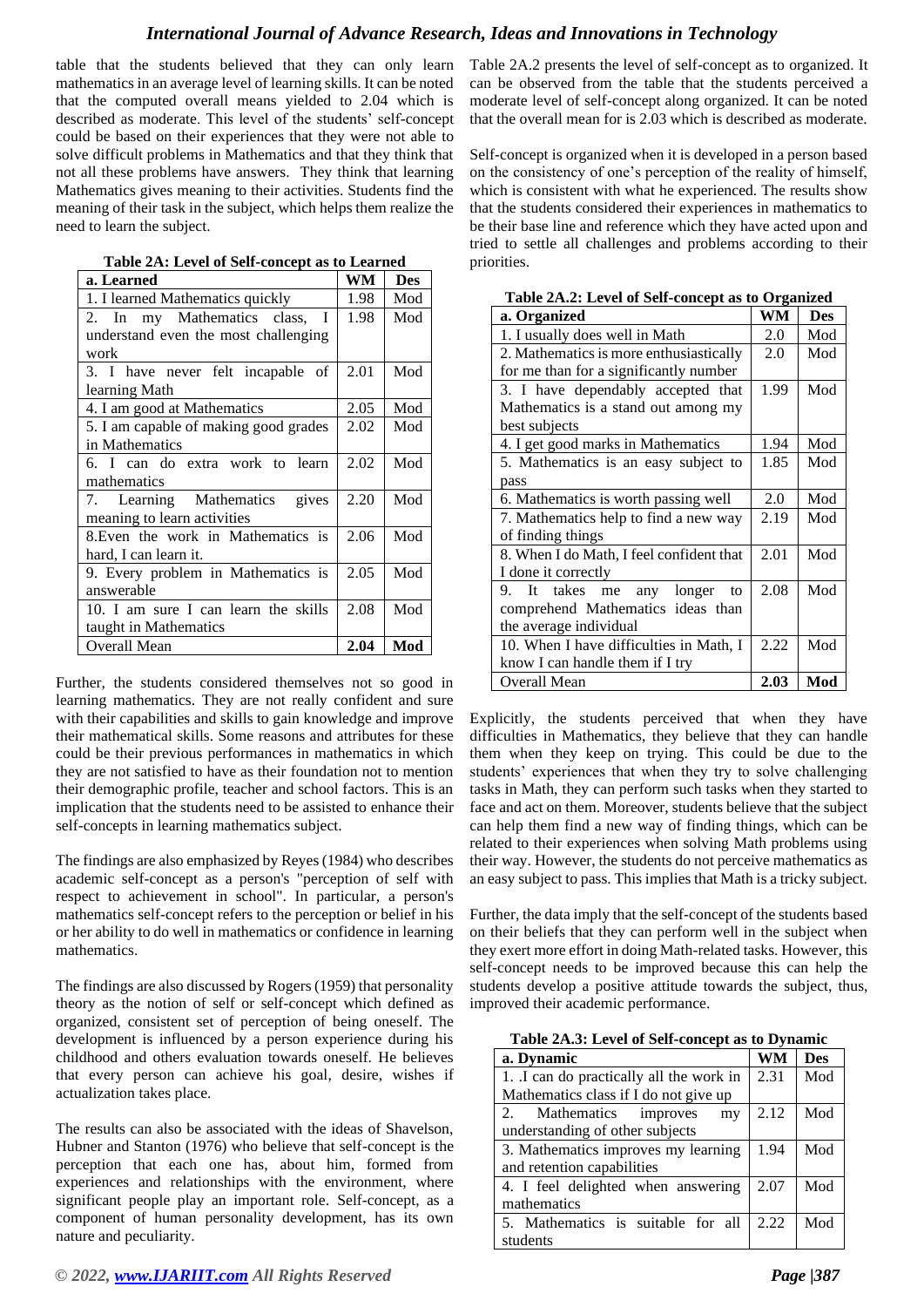table that the students believed that they can only learn mathematics in an average level of learning skills. It can be noted that the computed overall means yielded to 2.04 which is described as moderate. This level of the students' self-concept could be based on their experiences that they were not able to solve difficult problems in Mathematics and that they think that not all these problems have answers. They think that learning Mathematics gives meaning to their activities. Students find the meaning of their task in the subject, which helps them realize the need to learn the subject.

**Table 2A: Level of Self-concept as to Learned**

| a. Learned | WM | Des |
|---|---|---|
| 1. I learned Mathematics quickly | 1.98 | Mod |
| 2. In my Mathematics class, I understand even the most challenging work | 1.98 | Mod |
| 3. I have never felt incapable of learning Math | 2.01 | Mod |
| 4. I am good at Mathematics | 2.05 | Mod |
| 5. I am capable of making good grades in Mathematics | 2.02 | Mod |
| 6. I can do extra work to learn mathematics | 2.02 | Mod |
| 7. Learning Mathematics gives meaning to learn activities | 2.20 | Mod |
| 8.Even the work in Mathematics is hard, I can learn it. | 2.06 | Mod |
| 9. Every problem in Mathematics is answerable | 2.05 | Mod |
| 10. I am sure I can learn the skills taught in Mathematics | 2.08 | Mod |
| Overall Mean | **2.04** | **Mod** |

Further, the students considered themselves not so good in learning mathematics. They are not really confident and sure with their capabilities and skills to gain knowledge and improve their mathematical skills. Some reasons and attributes for these could be their previous performances in mathematics in which they are not satisfied to have as their foundation not to mention their demographic profile, teacher and school factors. This is an implication that the students need to be assisted to enhance their self-concepts in learning mathematics subject.

The findings are also emphasized by Reyes (1984) who describes academic self-concept as a person's "perception of self with respect to achievement in school". In particular, a person's mathematics self-concept refers to the perception or belief in his or her ability to do well in mathematics or confidence in learning mathematics.

The findings are also discussed by Rogers (1959) that personality theory as the notion of self or self-concept which defined as organized, consistent set of perception of being oneself. The development is influenced by a person experience during his childhood and others evaluation towards oneself. He believes that every person can achieve his goal, desire, wishes if actualization takes place.

The results can also be associated with the ideas of Shavelson, Hubner and Stanton (1976) who believe that self-concept is the perception that each one has, about him, formed from experiences and relationships with the environment, where significant people play an important role. Self-concept, as a component of human personality development, has its own nature and peculiarity.

Table 2A.2 presents the level of self-concept as to organized. It can be observed from the table that the students perceived a moderate level of self-concept along organized. It can be noted that the overall mean for is 2.03 which is described as moderate.

Self-concept is organized when it is developed in a person based on the consistency of one's perception of the reality of himself, which is consistent with what he experienced. The results show that the students considered their experiences in mathematics to be their base line and reference which they have acted upon and tried to settle all challenges and problems according to their priorities.

**Table 2A.2: Level of Self-concept as to Organized**

| a. Organized | WM | Des |
|---|---|---|
| 1. I usually does well in Math | 2.0 | Mod |
| 2. Mathematics is more enthusiastically for me than for a significantly number | 2.0 | Mod |
| 3. I have dependably accepted that Mathematics is a stand out among my best subjects | 1.99 | Mod |
| 4. I get good marks in Mathematics | 1.94 | Mod |
| 5. Mathematics is an easy subject to pass | 1.85 | Mod |
| 6. Mathematics is worth passing well | 2.0 | Mod |
| 7. Mathematics help to find a new way of finding things | 2.19 | Mod |
| 8. When I do Math, I feel confident that I done it correctly | 2.01 | Mod |
| 9. It takes me any longer to comprehend Mathematics ideas than the average individual | 2.08 | Mod |
| 10. When I have difficulties in Math, I know I can handle them if I try | 2.22 | Mod |
| Overall Mean | **2.03** | **Mod** |

Explicitly, the students perceived that when they have difficulties in Mathematics, they believe that they can handle them when they keep on trying. This could be due to the students' experiences that when they try to solve challenging tasks in Math, they can perform such tasks when they started to face and act on them. Moreover, students believe that the subject can help them find a new way of finding things, which can be related to their experiences when solving Math problems using their way. However, the students do not perceive mathematics as an easy subject to pass. This implies that Math is a tricky subject.

Further, the data imply that the self-concept of the students based on their beliefs that they can perform well in the subject when they exert more effort in doing Math-related tasks. However, this self-concept needs to be improved because this can help the students develop a positive attitude towards the subject, thus, improved their academic performance.

**Table 2A.3: Level of Self-concept as to Dynamic**

| a. Dynamic | WM | Des |
|---|---|---|
| 1. .I can do practically all the work in Mathematics class if I do not give up | 2.31 | Mod |
| 2. Mathematics improves my understanding of other subjects | 2.12 | Mod |
| 3. Mathematics improves my learning and retention capabilities | 1.94 | Mod |
| 4. I feel delighted when answering mathematics | 2.07 | Mod |
| 5. Mathematics is suitable for all students | 2.22 | Mod |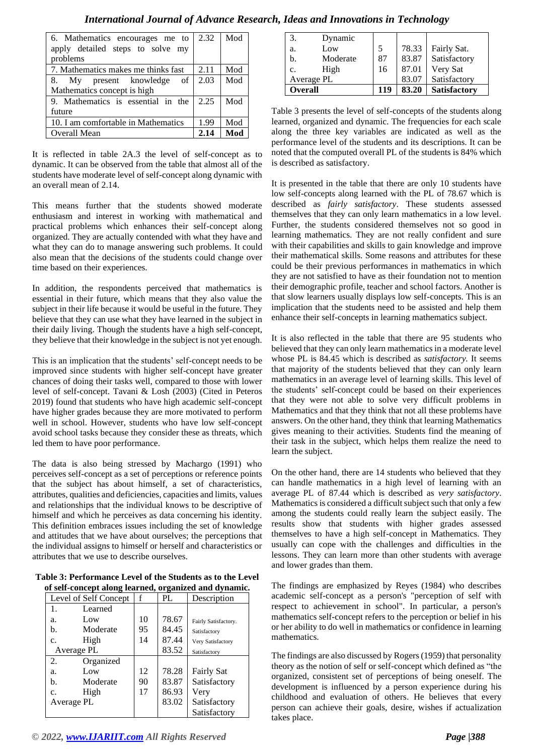| 6. Mathematics encourages me to apply detailed steps to solve my problems | 2.32 | Mod |
|---|---|---|
| 7. Mathematics makes me thinks fast | 2.11 | Mod |
| 8. My present knowledge of Mathematics concept is high | 2.03 | Mod |
| 9. Mathematics is essential in the future | 2.25 | Mod |
| 10. I am comfortable in Mathematics | 1.99 | Mod |
| Overall Mean | **2.14** | **Mod** |

It is reflected in table 2A.3 the level of self-concept as to dynamic. It can be observed from the table that almost all of the students have moderate level of self-concept along dynamic with an overall mean of 2.14.

This means further that the students showed moderate enthusiasm and interest in working with mathematical and practical problems which enhances their self-concept along organized. They are actually contended with what they have and what they can do to manage answering such problems. It could also mean that the decisions of the students could change over time based on their experiences.

In addition, the respondents perceived that mathematics is essential in their future, which means that they also value the subject in their life because it would be useful in the future. They believe that they can use what they have learned in the subject in their daily living. Though the students have a high self-concept, they believe that their knowledge in the subject is not yet enough.

This is an implication that the students' self-concept needs to be improved since students with higher self-concept have greater chances of doing their tasks well, compared to those with lower level of self-concept. Tavani & Losh (2003) (Cited in Peteros 2019) found that students who have high academic self-concept have higher grades because they are more motivated to perform well in school. However, students who have low self-concept avoid school tasks because they consider these as threats, which led them to have poor performance.

The data is also being stressed by Machargo (1991) who perceives self-concept as a set of perceptions or reference points that the subject has about himself, a set of characteristics, attributes, qualities and deficiencies, capacities and limits, values and relationships that the individual knows to be descriptive of himself and which he perceives as data concerning his identity. This definition embraces issues including the set of knowledge and attitudes that we have about ourselves; the perceptions that the individual assigns to himself or herself and characteristics or attributes that we use to describe ourselves.

**Table 3: Performance Level of the Students as to the Level of self-concept along learned, organized and dynamic.**

| Level of Self Concept | f | PL | Description |
|---|---|---|---|
| 1. Learned | | | |
| a. Low | 10 | 78.67 | Fairly Satisfactory. |
| b. Moderate | 95 | 84.45 | Satisfactory |
| c. High | 14 | 87.44 | Very Satisfactory |
| Average PL | | 83.52 | Satisfactory |
| 2. Organized | | | |
| a. Low | 12 | 78.28 | Fairly Sat |
| b. Moderate | 90 | 83.87 | Satisfactory |
| c. High | 17 | 86.93 | Very Satisfactory |
| Average PL | | 83.02 | Satisfactory |
| 3. Dynamic | | | |
| a. Low | 5 | 78.33 | Fairly Sat. |
| b. Moderate | 87 | 83.87 | Satisfactory |
| c. High | 16 | 87.01 | Very Sat |
| Average PL | | 83.07 | Satisfactory |
| **Overall** | **119** | **83.20** | **Satisfactory** |

Table 3 presents the level of self-concepts of the students along learned, organized and dynamic. The frequencies for each scale along the three key variables are indicated as well as the performance level of the students and its descriptions. It can be noted that the computed overall PL of the students is 84% which is described as satisfactory.

It is presented in the table that there are only 10 students have low self-concepts along learned with the PL of 78.67 which is described as *fairly satisfactory*. These students assessed themselves that they can only learn mathematics in a low level. Further, the students considered themselves not so good in learning mathematics. They are not really confident and sure with their capabilities and skills to gain knowledge and improve their mathematical skills. Some reasons and attributes for these could be their previous performances in mathematics in which they are not satisfied to have as their foundation not to mention their demographic profile, teacher and school factors. Another is that slow learners usually displays low self-concepts. This is an implication that the students need to be assisted and help them enhance their self-concepts in learning mathematics subject.

It is also reflected in the table that there are 95 students who believed that they can only learn mathematics in a moderate level whose PL is 84.45 which is described as *satisfactory.* It seems that majority of the students believed that they can only learn mathematics in an average level of learning skills. This level of the students' self-concept could be based on their experiences that they were not able to solve very difficult problems in Mathematics and that they think that not all these problems have answers. On the other hand, they think that learning Mathematics gives meaning to their activities. Students find the meaning of their task in the subject, which helps them realize the need to learn the subject.

On the other hand, there are 14 students who believed that they can handle mathematics in a high level of learning with an average PL of 87.44 which is described as *very satisfactory*. Mathematics is considered a difficult subject such that only a few among the students could really learn the subject easily. The results show that students with higher grades assessed themselves to have a high self-concept in Mathematics. They usually can cope with the challenges and difficulties in the lessons. They can learn more than other students with average and lower grades than them.

The findings are emphasized by Reyes (1984) who describes academic self-concept as a person's "perception of self with respect to achievement in school". In particular, a person's mathematics self-concept refers to the perception or belief in his or her ability to do well in mathematics or confidence in learning mathematics.

The findings are also discussed by Rogers (1959) that personality theory as the notion of self or self-concept which defined as "the organized, consistent set of perceptions of being oneself. The development is influenced by a person experience during his childhood and evaluation of others. He believes that every person can achieve their goals, desire, wishes if actualization takes place.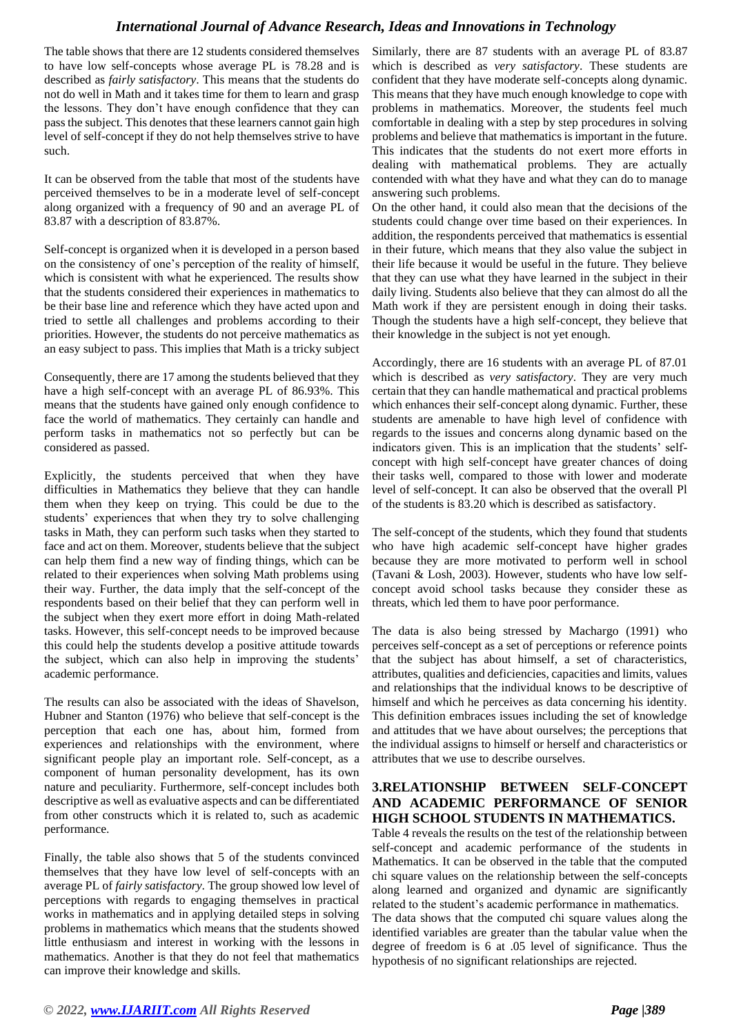The table shows that there are 12 students considered themselves to have low self-concepts whose average PL is 78.28 and is described as *fairly satisfactory*. This means that the students do not do well in Math and it takes time for them to learn and grasp the lessons. They don't have enough confidence that they can pass the subject. This denotes that these learners cannot gain high level of self-concept if they do not help themselves strive to have such.

It can be observed from the table that most of the students have perceived themselves to be in a moderate level of self-concept along organized with a frequency of 90 and an average PL of 83.87 with a description of 83.87%.

Self-concept is organized when it is developed in a person based on the consistency of one's perception of the reality of himself, which is consistent with what he experienced. The results show that the students considered their experiences in mathematics to be their base line and reference which they have acted upon and tried to settle all challenges and problems according to their priorities. However, the students do not perceive mathematics as an easy subject to pass. This implies that Math is a tricky subject

Consequently, there are 17 among the students believed that they have a high self-concept with an average PL of 86.93%. This means that the students have gained only enough confidence to face the world of mathematics. They certainly can handle and perform tasks in mathematics not so perfectly but can be considered as passed.

Explicitly, the students perceived that when they have difficulties in Mathematics they believe that they can handle them when they keep on trying. This could be due to the students' experiences that when they try to solve challenging tasks in Math, they can perform such tasks when they started to face and act on them. Moreover, students believe that the subject can help them find a new way of finding things, which can be related to their experiences when solving Math problems using their way. Further, the data imply that the self-concept of the respondents based on their belief that they can perform well in the subject when they exert more effort in doing Math-related tasks. However, this self-concept needs to be improved because this could help the students develop a positive attitude towards the subject, which can also help in improving the students' academic performance.

The results can also be associated with the ideas of Shavelson, Hubner and Stanton (1976) who believe that self-concept is the perception that each one has, about him, formed from experiences and relationships with the environment, where significant people play an important role. Self-concept, as a component of human personality development, has its own nature and peculiarity. Furthermore, self-concept includes both descriptive as well as evaluative aspects and can be differentiated from other constructs which it is related to, such as academic performance.

Finally, the table also shows that 5 of the students convinced themselves that they have low level of self-concepts with an average PL of *fairly satisfactory*. The group showed low level of perceptions with regards to engaging themselves in practical works in mathematics and in applying detailed steps in solving problems in mathematics which means that the students showed little enthusiasm and interest in working with the lessons in mathematics. Another is that they do not feel that mathematics can improve their knowledge and skills.

Similarly, there are 87 students with an average PL of 83.87 which is described as *very satisfactory*. These students are confident that they have moderate self-concepts along dynamic. This means that they have much enough knowledge to cope with problems in mathematics. Moreover, the students feel much comfortable in dealing with a step by step procedures in solving problems and believe that mathematics is important in the future. This indicates that the students do not exert more efforts in dealing with mathematical problems. They are actually contended with what they have and what they can do to manage answering such problems.

On the other hand, it could also mean that the decisions of the students could change over time based on their experiences. In addition, the respondents perceived that mathematics is essential in their future, which means that they also value the subject in their life because it would be useful in the future. They believe that they can use what they have learned in the subject in their daily living. Students also believe that they can almost do all the Math work if they are persistent enough in doing their tasks. Though the students have a high self-concept, they believe that their knowledge in the subject is not yet enough.

Accordingly, there are 16 students with an average PL of 87.01 which is described as *very satisfactory*. They are very much certain that they can handle mathematical and practical problems which enhances their self-concept along dynamic. Further, these students are amenable to have high level of confidence with regards to the issues and concerns along dynamic based on the indicators given. This is an implication that the students' self-concept with high self-concept have greater chances of doing their tasks well, compared to those with lower and moderate level of self-concept. It can also be observed that the overall Pl of the students is 83.20 which is described as satisfactory.

The self-concept of the students, which they found that students who have high academic self-concept have higher grades because they are more motivated to perform well in school (Tavani & Losh, 2003). However, students who have low self-concept avoid school tasks because they consider these as threats, which led them to have poor performance.

The data is also being stressed by Machargo (1991) who perceives self-concept as a set of perceptions or reference points that the subject has about himself, a set of characteristics, attributes, qualities and deficiencies, capacities and limits, values and relationships that the individual knows to be descriptive of himself and which he perceives as data concerning his identity. This definition embraces issues including the set of knowledge and attitudes that we have about ourselves; the perceptions that the individual assigns to himself or herself and characteristics or attributes that we use to describe ourselves.

## 3.RELATIONSHIP BETWEEN SELF-CONCEPT AND ACADEMIC PERFORMANCE OF SENIOR HIGH SCHOOL STUDENTS IN MATHEMATICS.

Table 4 reveals the results on the test of the relationship between self-concept and academic performance of the students in Mathematics. It can be observed in the table that the computed chi square values on the relationship between the self-concepts along learned and organized and dynamic are significantly related to the student's academic performance in mathematics.

The data shows that the computed chi square values along the identified variables are greater than the tabular value when the degree of freedom is 6 at .05 level of significance. Thus the hypothesis of no significant relationships are rejected.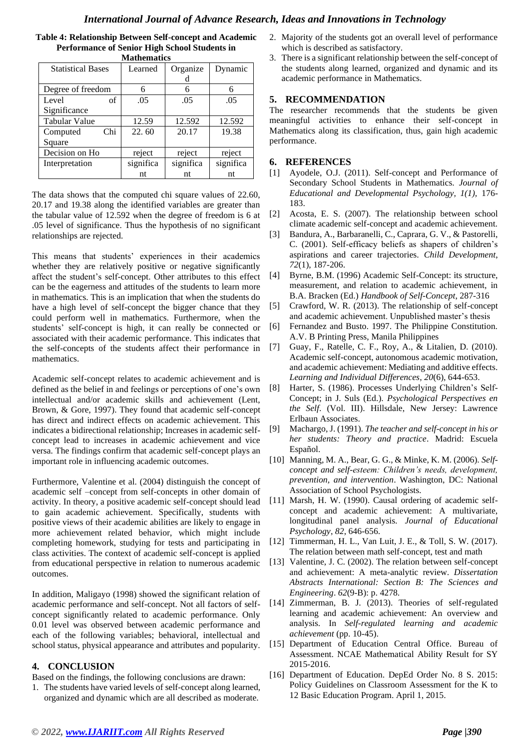**Table 4: Relationship Between Self-concept and Academic Performance of Senior High School Students in Mathematics**

| Statistical Bases | Learned | Organized | Dynamic |
|---|---|---|---|
| Degree of freedom | 6 | 6 | 6 |
| Level of Significance | .05 | .05 | .05 |
| Tabular Value | 12.59 | 12.592 | 12.592 |
| Computed Chi Square | 22. 60 | 20.17 | 19.38 |
| Decision on Ho | reject | reject | reject |
| Interpretation | significant | significant | significant |

The data shows that the computed chi square values of 22.60, 20.17 and 19.38 along the identified variables are greater than the tabular value of 12.592 when the degree of freedom is 6 at .05 level of significance. Thus the hypothesis of no significant relationships are rejected.

This means that students' experiences in their academics whether they are relatively positive or negative significantly affect the student's self-concept. Other attributes to this effect can be the eagerness and attitudes of the students to learn more in mathematics. This is an implication that when the students do have a high level of self-concept the bigger chance that they could perform well in mathematics. Furthermore, when the students' self-concept is high, it can really be connected or associated with their academic performance. This indicates that the self-concepts of the students affect their performance in mathematics.

Academic self-concept relates to academic achievement and is defined as the belief in and feelings or perceptions of one's own intellectual and/or academic skills and achievement (Lent, Brown, & Gore, 1997). They found that academic self-concept has direct and indirect effects on academic achievement. This indicates a bidirectional relationship; Increases in academic self-concept lead to increases in academic achievement and vice versa. The findings confirm that academic self-concept plays an important role in influencing academic outcomes.

Furthermore, Valentine et al. (2004) distinguish the concept of academic self –concept from self-concepts in other domain of activity. In theory, a positive academic self-concept should lead to gain academic achievement. Specifically, students with positive views of their academic abilities are likely to engage in more achievement related behavior, which might include completing homework, studying for tests and participating in class activities. The context of academic self-concept is applied from educational perspective in relation to numerous academic outcomes.

In addition, Maligayo (1998) showed the significant relation of academic performance and self-concept. Not all factors of self-concept significantly related to academic performance. Only 0.01 level was observed between academic performance and each of the following variables; behavioral, intellectual and school status, physical appearance and attributes and popularity.

## 4. CONCLUSION

Based on the findings, the following conclusions are drawn:

1. The students have varied levels of self-concept along learned, organized and dynamic which are all described as moderate.
2. Majority of the students got an overall level of performance which is described as satisfactory.
3. There is a significant relationship between the self-concept of the students along learned, organized and dynamic and its academic performance in Mathematics.

## 5. RECOMMENDATION

The researcher recommends that the students be given meaningful activities to enhance their self-concept in Mathematics along its classification, thus, gain high academic performance.

## 6. REFERENCES

[1] Ayodele, O.J. (2011). Self-concept and Performance of Secondary School Students in Mathematics. *Journal of Educational and Developmental Psychology, 1(1),* 176-183.

[2] Acosta, E. S. (2007). The relationship between school climate academic self-concept and academic achievement.

[3] Bandura, A., Barbaranelli, C., Caprara, G. V., & Pastorelli, C. (2001). Self-efficacy beliefs as shapers of children's aspirations and career trajectories. *Child Development*, *72*(1), 187-206.

[4] Byrne, B.M. (1996) Academic Self-Concept: its structure, measurement, and relation to academic achievement, in B.A. Bracken (Ed.) *Handbook of Self-Concept*, 287-316

[5] Crawford, W. R. (2013). The relationship of self-concept and academic achievement. Unpublished master's thesis

[6] Fernandez and Busto. 1997. The Philippine Constitution. A.V. B Printing Press, Manila Philippines

[7] Guay, F., Ratelle, C. F., Roy, A., & Litalien, D. (2010). Academic self-concept, autonomous academic motivation, and academic achievement: Mediating and additive effects. *Learning and Individual Differences*, *20*(6), 644-653.

[8] Harter, S. (1986). Processes Underlying Children's Self-Concept; in J. Suls (Ed.). *Psychological Perspectives en the Self*. (Vol. III). Hillsdale, New Jersey: Lawrence Erlbaun Associates.

[9] Machargo, J. (1991). *The teacher and self-concept in his or her students: Theory and practice*. Madrid: Escuela Español.

[10] Manning, M. A., Bear, G. G., & Minke, K. M. (2006). *Self-concept and self-esteem: Children's needs, development, prevention, and intervention*. Washington, DC: National Association of School Psychologists.

[11] Marsh, H. W. (1990). Causal ordering of academic self-concept and academic achievement: A multivariate, longitudinal panel analysis. *Journal of Educational Psychology*, *82*, 646-656.

[12] Timmerman, H. L., Van Luit, J. E., & Toll, S. W. (2017). The relation between math self-concept, test and math

[13] Valentine, J. C. (2002). The relation between self-concept and achievement: A meta-analytic review. *Dissertation Abstracts International: Section B: The Sciences and Engineering*. *62*(9-B): p. 4278.

[14] Zimmerman, B. J. (2013). Theories of self-regulated learning and academic achievement: An overview and analysis. In *Self-regulated learning and academic achievement* (pp. 10-45).

[15] Department of Education Central Office. Bureau of Assessment. NCAE Mathematical Ability Result for SY 2015-2016.

[16] Department of Education. DepEd Order No. 8 S. 2015: Policy Guidelines on Classroom Assessment for the K to 12 Basic Education Program. April 1, 2015.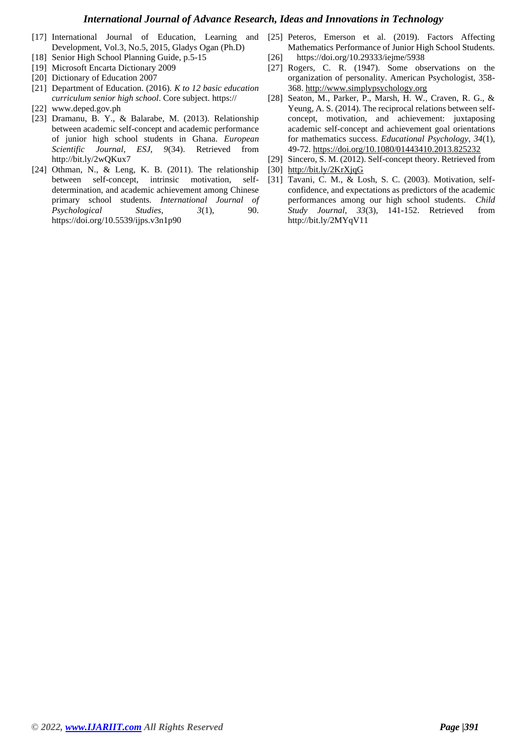[17] International Journal of Education, Learning and Development, Vol.3, No.5, 2015, Gladys Ogan (Ph.D)

[18] Senior High School Planning Guide, p.5-15

[19] Microsoft Encarta Dictionary 2009

[20] Dictionary of Education 2007

[21] Department of Education. (2016). *K to 12 basic education curriculum senior high school*. Core subject. https://

[22] www.deped.gov.ph

[23] Dramanu, B. Y., & Balarabe, M. (2013). Relationship between academic self-concept and academic performance of junior high school students in Ghana. *European Scientific Journal, ESJ, 9*(34). Retrieved from http://bit.ly/2wQKux7

[24] Othman, N., & Leng, K. B. (2011). The relationship between self-concept, intrinsic motivation, self-determination, and academic achievement among Chinese primary school students. *International Journal of Psychological Studies*, *3*(1), 90. https://doi.org/10.5539/ijps.v3n1p90

[25] Peteros, Emerson et al. (2019). Factors Affecting Mathematics Performance of Junior High School Students.

[26] https://doi.org/10.29333/iejme/5938

[27] Rogers, C. R. (1947). Some observations on the organization of personality. American Psychologist, 358-368. http://www.simplypsychology.org

[28] Seaton, M., Parker, P., Marsh, H. W., Craven, R. G., & Yeung, A. S. (2014). The reciprocal relations between self-concept, motivation, and achievement: juxtaposing academic self-concept and achievement goal orientations for mathematics success. *Educational Psychology*, *34*(1), 49-72. https://doi.org/10.1080/01443410.2013.825232

[29] Sincero, S. M. (2012). Self-concept theory. Retrieved from

[30] http://bit.ly/2KrXjqG

[31] Tavani, C. M., & Losh, S. C. (2003). Motivation, self-confidence, and expectations as predictors of the academic performances among our high school students. *Child Study Journal*, *33*(3), 141-152. Retrieved from http://bit.ly/2MYqV11